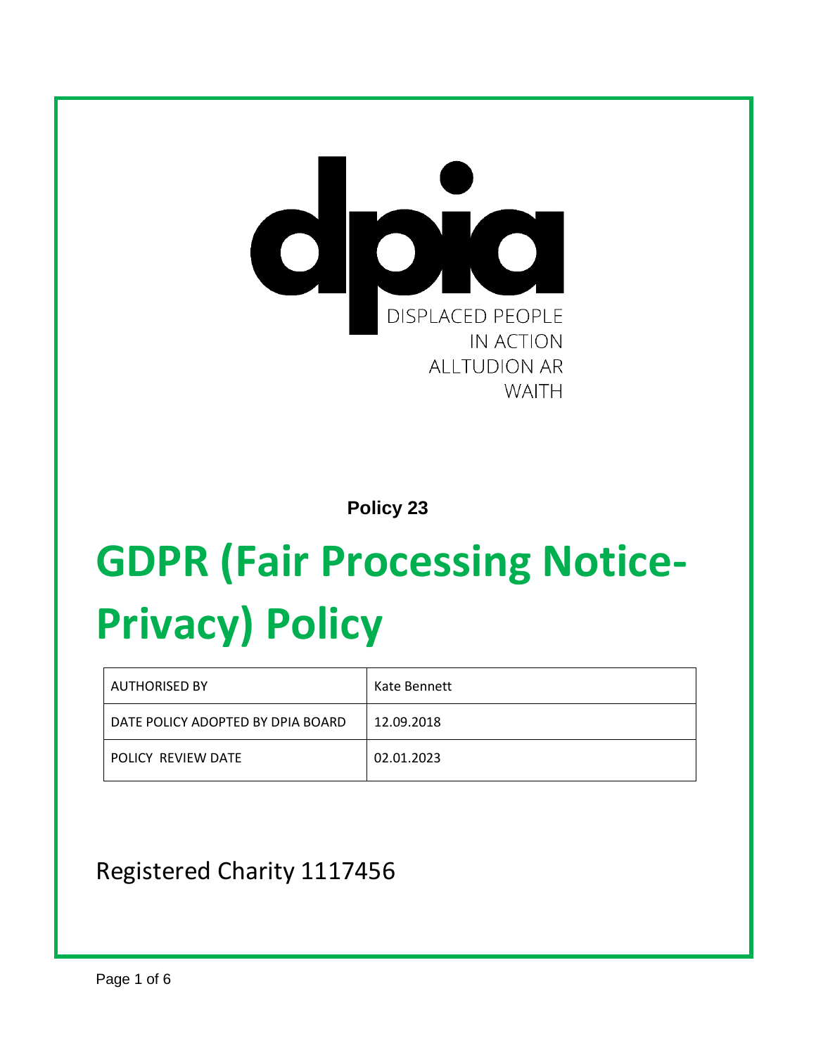DISPLACED PEOPLE IN ACTION
ALLTUDION AR WAITH

**Policy 23**

# GDPR (Fair Processing Notice-Privacy) Policy

| AUTHORISED BY | Kate Bennett |
|---|---|
| DATE POLICY ADOPTED BY DPIA BOARD | 12.09.2018 |
| POLICY REVIEW DATE | 02.01.2023 |

Registered Charity 1117456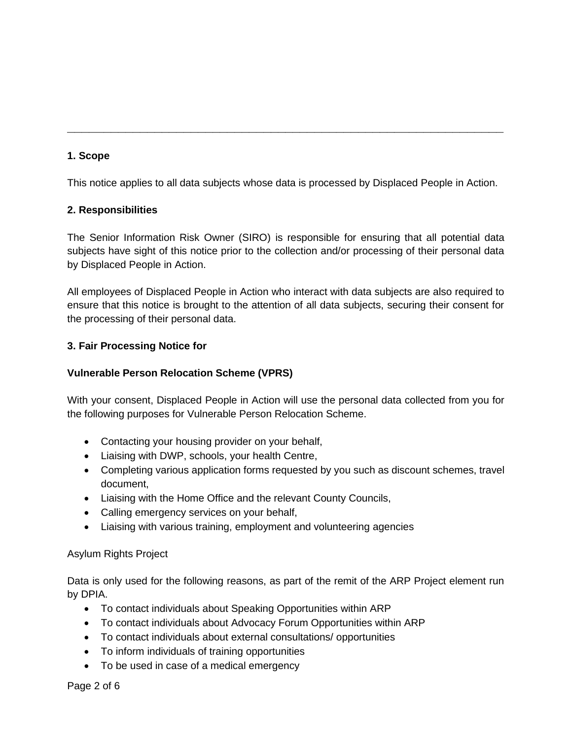---

**1. Scope**

This notice applies to all data subjects whose data is processed by Displaced People in Action.

**2. Responsibilities**

The Senior Information Risk Owner (SIRO) is responsible for ensuring that all potential data subjects have sight of this notice prior to the collection and/or processing of their personal data by Displaced People in Action.

All employees of Displaced People in Action who interact with data subjects are also required to ensure that this notice is brought to the attention of all data subjects, securing their consent for the processing of their personal data.

**3. Fair Processing Notice for**

**Vulnerable Person Relocation Scheme (VPRS)**

With your consent, Displaced People in Action will use the personal data collected from you for the following purposes for Vulnerable Person Relocation Scheme.

- Contacting your housing provider on your behalf,
- Liaising with DWP, schools, your health Centre,
- Completing various application forms requested by you such as discount schemes, travel document,
- Liaising with the Home Office and the relevant County Councils,
- Calling emergency services on your behalf,
- Liaising with various training, employment and volunteering agencies

Asylum Rights Project

Data is only used for the following reasons, as part of the remit of the ARP Project element run by DPIA.

- To contact individuals about Speaking Opportunities within ARP
- To contact individuals about Advocacy Forum Opportunities within ARP
- To contact individuals about external consultations/ opportunities
- To inform individuals of training opportunities
- To be used in case of a medical emergency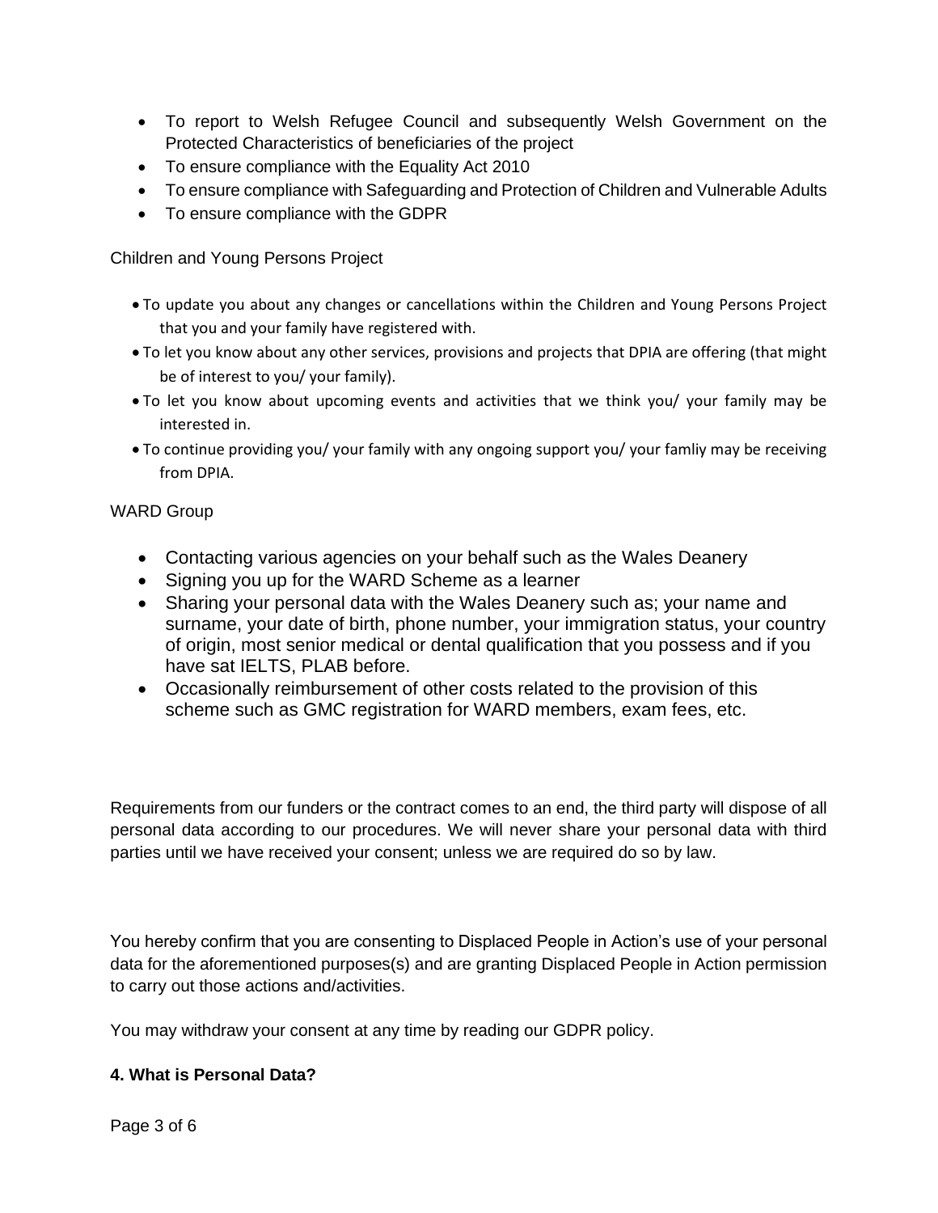- To report to Welsh Refugee Council and subsequently Welsh Government on the Protected Characteristics of beneficiaries of the project
- To ensure compliance with the Equality Act 2010
- To ensure compliance with Safeguarding and Protection of Children and Vulnerable Adults
- To ensure compliance with the GDPR

Children and Young Persons Project

- To update you about any changes or cancellations within the Children and Young Persons Project that you and your family have registered with.
- To let you know about any other services, provisions and projects that DPIA are offering (that might be of interest to you/ your family).
- To let you know about upcoming events and activities that we think you/ your family may be interested in.
- To continue providing you/ your family with any ongoing support you/ your famliy may be receiving from DPIA.

WARD Group

- Contacting various agencies on your behalf such as the Wales Deanery
- Signing you up for the WARD Scheme as a learner
- Sharing your personal data with the Wales Deanery such as; your name and surname, your date of birth, phone number, your immigration status, your country of origin, most senior medical or dental qualification that you possess and if you have sat IELTS, PLAB before.
- Occasionally reimbursement of other costs related to the provision of this scheme such as GMC registration for WARD members, exam fees, etc.

Requirements from our funders or the contract comes to an end, the third party will dispose of all personal data according to our procedures. We will never share your personal data with third parties until we have received your consent; unless we are required do so by law.

You hereby confirm that you are consenting to Displaced People in Action's use of your personal data for the aforementioned purposes(s) and are granting Displaced People in Action permission to carry out those actions and/activities.

You may withdraw your consent at any time by reading our GDPR policy.

**4. What is Personal Data?**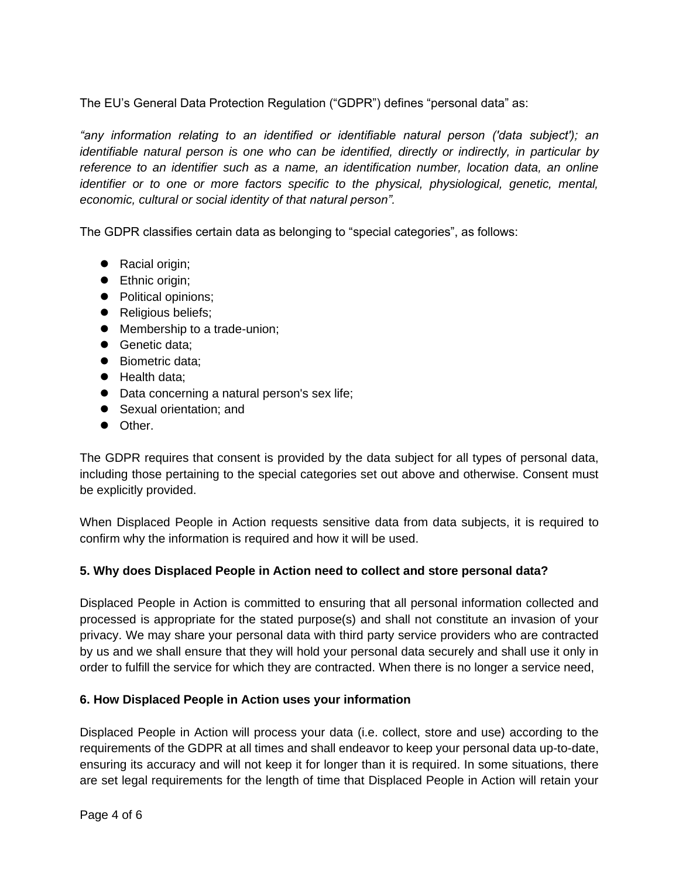The EU's General Data Protection Regulation ("GDPR") defines "personal data" as:

*"any information relating to an identified or identifiable natural person ('data subject'); an identifiable natural person is one who can be identified, directly or indirectly, in particular by reference to an identifier such as a name, an identification number, location data, an online identifier or to one or more factors specific to the physical, physiological, genetic, mental, economic, cultural or social identity of that natural person".*

The GDPR classifies certain data as belonging to "special categories", as follows:

- Racial origin;
- Ethnic origin;
- Political opinions;
- Religious beliefs;
- Membership to a trade-union;
- Genetic data;
- Biometric data;
- Health data;
- Data concerning a natural person's sex life;
- Sexual orientation; and
- Other.

The GDPR requires that consent is provided by the data subject for all types of personal data, including those pertaining to the special categories set out above and otherwise. Consent must be explicitly provided.

When Displaced People in Action requests sensitive data from data subjects, it is required to confirm why the information is required and how it will be used.

**5. Why does Displaced People in Action need to collect and store personal data?**

Displaced People in Action is committed to ensuring that all personal information collected and processed is appropriate for the stated purpose(s) and shall not constitute an invasion of your privacy. We may share your personal data with third party service providers who are contracted by us and we shall ensure that they will hold your personal data securely and shall use it only in order to fulfill the service for which they are contracted. When there is no longer a service need,

**6. How Displaced People in Action uses your information**

Displaced People in Action will process your data (i.e. collect, store and use) according to the requirements of the GDPR at all times and shall endeavor to keep your personal data up-to-date, ensuring its accuracy and will not keep it for longer than it is required. In some situations, there are set legal requirements for the length of time that Displaced People in Action will retain your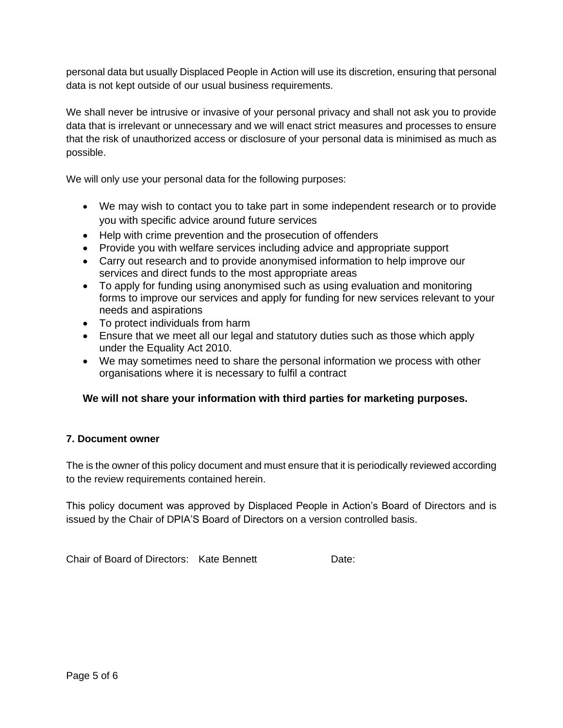personal data but usually Displaced People in Action will use its discretion, ensuring that personal data is not kept outside of our usual business requirements.

We shall never be intrusive or invasive of your personal privacy and shall not ask you to provide data that is irrelevant or unnecessary and we will enact strict measures and processes to ensure that the risk of unauthorized access or disclosure of your personal data is minimised as much as possible.

We will only use your personal data for the following purposes:

- We may wish to contact you to take part in some independent research or to provide you with specific advice around future services
- Help with crime prevention and the prosecution of offenders
- Provide you with welfare services including advice and appropriate support
- Carry out research and to provide anonymised information to help improve our services and direct funds to the most appropriate areas
- To apply for funding using anonymised such as using evaluation and monitoring forms to improve our services and apply for funding for new services relevant to your needs and aspirations
- To protect individuals from harm
- Ensure that we meet all our legal and statutory duties such as those which apply under the Equality Act 2010.
- We may sometimes need to share the personal information we process with other organisations where it is necessary to fulfil a contract

**We will not share your information with third parties for marketing purposes.**

**7. Document owner**

The is the owner of this policy document and must ensure that it is periodically reviewed according to the review requirements contained herein.

This policy document was approved by Displaced People in Action's Board of Directors and is issued by the Chair of DPIA'S Board of Directors on a version controlled basis.

Chair of Board of Directors: Kate Bennett Date: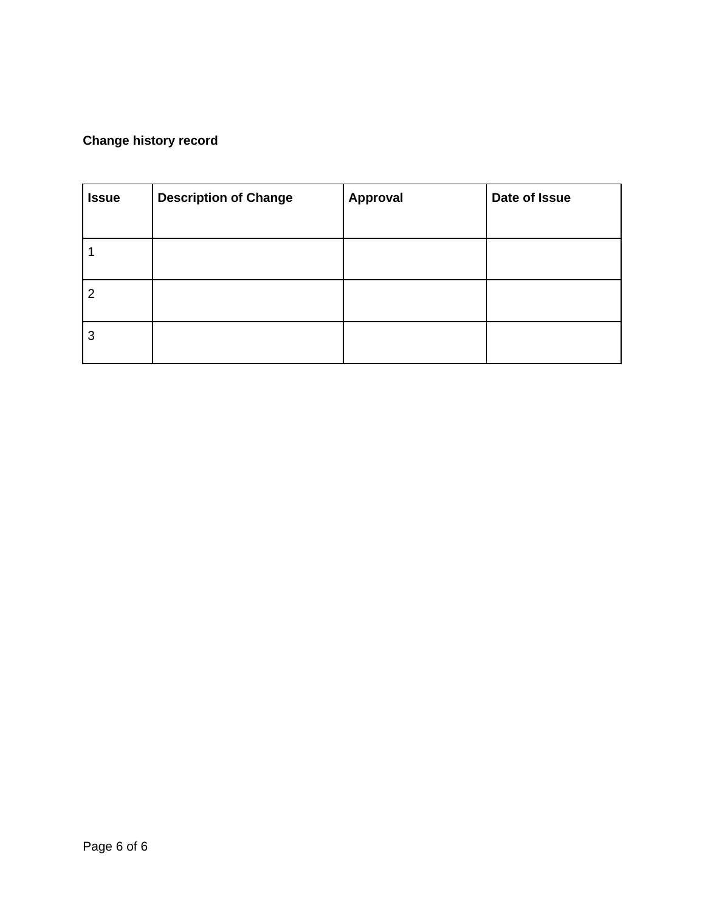**Change history record**

| Issue | Description of Change | Approval | Date of Issue |
| --- | --- | --- | --- |
| 1 | | | |
| 2 | | | |
| 3 | | | |